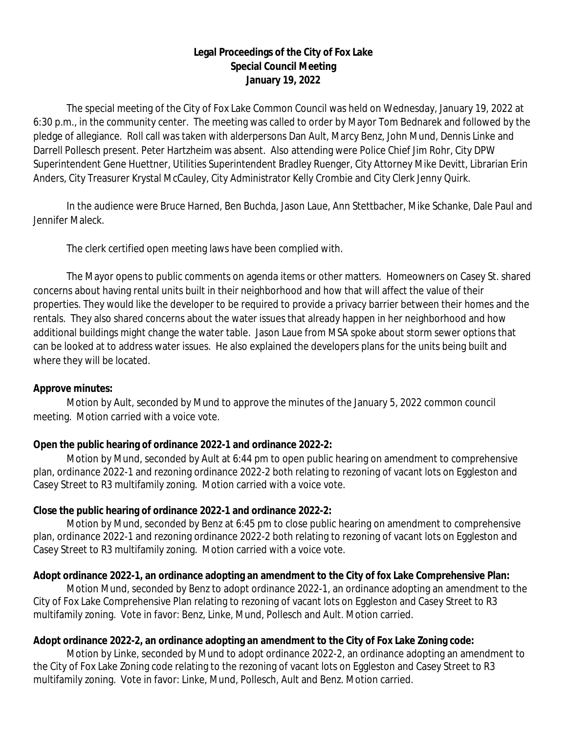**Legal Proceedings of the City of Fox Lake**
**Special Council Meeting**
**January 19, 2022**

The special meeting of the City of Fox Lake Common Council was held on Wednesday, January 19, 2022 at 6:30 p.m., in the community center. The meeting was called to order by Mayor Tom Bednarek and followed by the pledge of allegiance. Roll call was taken with alderpersons Dan Ault, Marcy Benz, John Mund, Dennis Linke and Darrell Pollesch present. Peter Hartzheim was absent. Also attending were Police Chief Jim Rohr, City DPW Superintendent Gene Huettner, Utilities Superintendent Bradley Ruenger, City Attorney Mike Devitt, Librarian Erin Anders, City Treasurer Krystal McCauley, City Administrator Kelly Crombie and City Clerk Jenny Quirk.

In the audience were Bruce Harned, Ben Buchda, Jason Laue, Ann Stettbacher, Mike Schanke, Dale Paul and Jennifer Maleck.

The clerk certified open meeting laws have been complied with.

The Mayor opens to public comments on agenda items or other matters. Homeowners on Casey St. shared concerns about having rental units built in their neighborhood and how that will affect the value of their properties. They would like the developer to be required to provide a privacy barrier between their homes and the rentals. They also shared concerns about the water issues that already happen in her neighborhood and how additional buildings might change the water table. Jason Laue from MSA spoke about storm sewer options that can be looked at to address water issues. He also explained the developers plans for the units being built and where they will be located.

**Approve minutes:**

Motion by Ault, seconded by Mund to approve the minutes of the January 5, 2022 common council meeting. Motion carried with a voice vote.

**Open the public hearing of ordinance 2022-1 and ordinance 2022-2:**

Motion by Mund, seconded by Ault at 6:44 pm to open public hearing on amendment to comprehensive plan, ordinance 2022-1 and rezoning ordinance 2022-2 both relating to rezoning of vacant lots on Eggleston and Casey Street to R3 multifamily zoning. Motion carried with a voice vote.

**Close the public hearing of ordinance 2022-1 and ordinance 2022-2:**

Motion by Mund, seconded by Benz at 6:45 pm to close public hearing on amendment to comprehensive plan, ordinance 2022-1 and rezoning ordinance 2022-2 both relating to rezoning of vacant lots on Eggleston and Casey Street to R3 multifamily zoning. Motion carried with a voice vote.

**Adopt ordinance 2022-1, an ordinance adopting an amendment to the City of fox Lake Comprehensive Plan:**

Motion Mund, seconded by Benz to adopt ordinance 2022-1, an ordinance adopting an amendment to the City of Fox Lake Comprehensive Plan relating to rezoning of vacant lots on Eggleston and Casey Street to R3 multifamily zoning. Vote in favor: Benz, Linke, Mund, Pollesch and Ault. Motion carried.

**Adopt ordinance 2022-2, an ordinance adopting an amendment to the City of Fox Lake Zoning code:**

Motion by Linke, seconded by Mund to adopt ordinance 2022-2, an ordinance adopting an amendment to the City of Fox Lake Zoning code relating to the rezoning of vacant lots on Eggleston and Casey Street to R3 multifamily zoning. Vote in favor: Linke, Mund, Pollesch, Ault and Benz. Motion carried.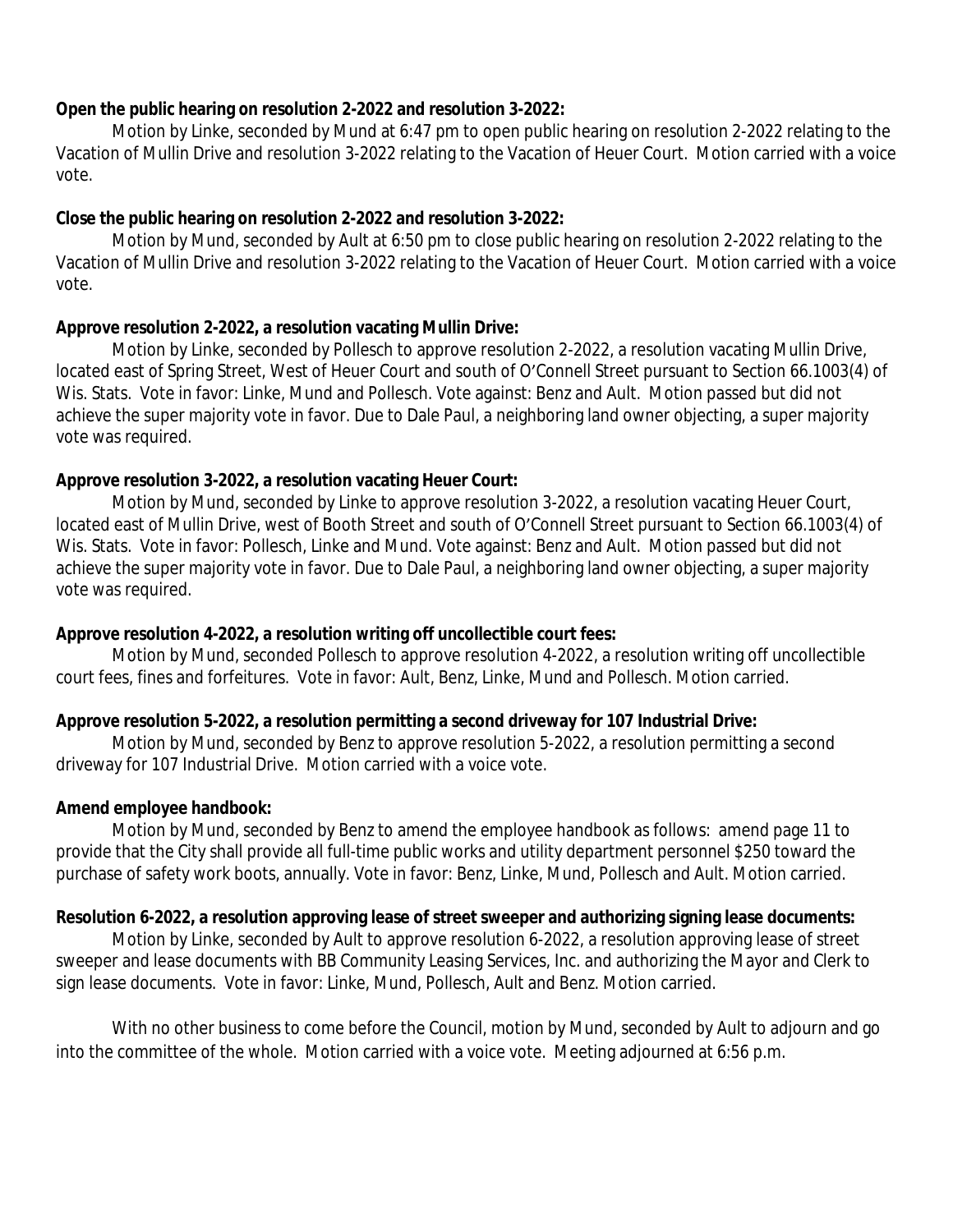**Open the public hearing on resolution 2-2022 and resolution 3-2022:**

Motion by Linke, seconded by Mund at 6:47 pm to open public hearing on resolution 2-2022 relating to the Vacation of Mullin Drive and resolution 3-2022 relating to the Vacation of Heuer Court. Motion carried with a voice vote.

**Close the public hearing on resolution 2-2022 and resolution 3-2022:**

Motion by Mund, seconded by Ault at 6:50 pm to close public hearing on resolution 2-2022 relating to the Vacation of Mullin Drive and resolution 3-2022 relating to the Vacation of Heuer Court. Motion carried with a voice vote.

**Approve resolution 2-2022, a resolution vacating Mullin Drive:**

Motion by Linke, seconded by Pollesch to approve resolution 2-2022, a resolution vacating Mullin Drive, located east of Spring Street, West of Heuer Court and south of O'Connell Street pursuant to Section 66.1003(4) of Wis. Stats. Vote in favor: Linke, Mund and Pollesch. Vote against: Benz and Ault. Motion passed but did not achieve the super majority vote in favor. Due to Dale Paul, a neighboring land owner objecting, a super majority vote was required.

**Approve resolution 3-2022, a resolution vacating Heuer Court:**

Motion by Mund, seconded by Linke to approve resolution 3-2022, a resolution vacating Heuer Court, located east of Mullin Drive, west of Booth Street and south of O'Connell Street pursuant to Section 66.1003(4) of Wis. Stats. Vote in favor: Pollesch, Linke and Mund. Vote against: Benz and Ault. Motion passed but did not achieve the super majority vote in favor. Due to Dale Paul, a neighboring land owner objecting, a super majority vote was required.

**Approve resolution 4-2022, a resolution writing off uncollectible court fees:**

Motion by Mund, seconded Pollesch to approve resolution 4-2022, a resolution writing off uncollectible court fees, fines and forfeitures. Vote in favor: Ault, Benz, Linke, Mund and Pollesch. Motion carried.

**Approve resolution 5-2022, a resolution permitting a second driveway for 107 Industrial Drive:**

Motion by Mund, seconded by Benz to approve resolution 5-2022, a resolution permitting a second driveway for 107 Industrial Drive. Motion carried with a voice vote.

**Amend employee handbook:**

Motion by Mund, seconded by Benz to amend the employee handbook as follows: amend page 11 to provide that the City shall provide all full-time public works and utility department personnel $250 toward the purchase of safety work boots, annually. Vote in favor: Benz, Linke, Mund, Pollesch and Ault. Motion carried.

**Resolution 6-2022, a resolution approving lease of street sweeper and authorizing signing lease documents:**

Motion by Linke, seconded by Ault to approve resolution 6-2022, a resolution approving lease of street sweeper and lease documents with BB Community Leasing Services, Inc. and authorizing the Mayor and Clerk to sign lease documents. Vote in favor: Linke, Mund, Pollesch, Ault and Benz. Motion carried.

With no other business to come before the Council, motion by Mund, seconded by Ault to adjourn and go into the committee of the whole. Motion carried with a voice vote. Meeting adjourned at 6:56 p.m.